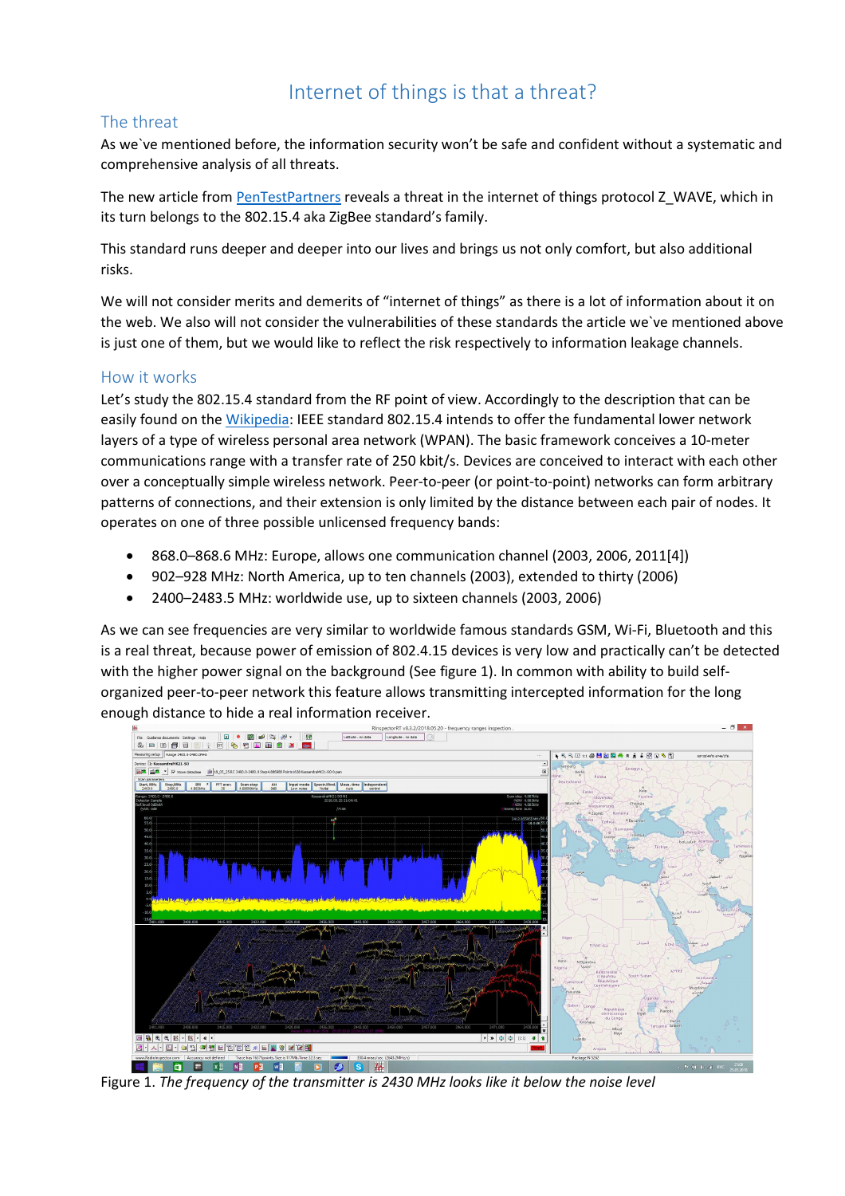# Internet of things is that a threat?

## The threat

As we`ve mentioned before, the information security won't be safe and confident without a systematic and comprehensive analysis of all threats.

The new article from [PenTestPartners] reveals a threat in the internet of things protocol Z_WAVE, which in its turn belongs to the 802.15.4 aka ZigBee standard's family.

This standard runs deeper and deeper into our lives and brings us not only comfort, but also additional risks.

We will not consider merits and demerits of "internet of things" as there is a lot of information about it on the web. We also will not consider the vulnerabilities of these standards the article we`ve mentioned above is just one of them, but we would like to reflect the risk respectively to information leakage channels.

## How it works

Let's study the 802.15.4 standard from the RF point of view. Accordingly to the description that can be easily found on the [Wikipedia]: IEEE standard 802.15.4 intends to offer the fundamental lower network layers of a type of wireless personal area network (WPAN). The basic framework conceives a 10-meter communications range with a transfer rate of 250 kbit/s. Devices are conceived to interact with each other over a conceptually simple wireless network. Peer-to-peer (or point-to-point) networks can form arbitrary patterns of connections, and their extension is only limited by the distance between each pair of nodes. It operates on one of three possible unlicensed frequency bands:

- 868.0–868.6 MHz: Europe, allows one communication channel (2003, 2006, 2011[4])
- 902–928 MHz: North America, up to ten channels (2003), extended to thirty (2006)
- 2400–2483.5 MHz: worldwide use, up to sixteen channels (2003, 2006)

As we can see frequencies are very similar to worldwide famous standards GSM, Wi-Fi, Bluetooth and this is a real threat, because power of emission of 802.4.15 devices is very low and practically can't be detected with the higher power signal on the background (See figure 1). In common with ability to build self-organized peer-to-peer network this feature allows transmitting intercepted information for the long enough distance to hide a real information receiver.

Figure 1. *The frequency of the transmitter is 2430 MHz looks like it below the noise level*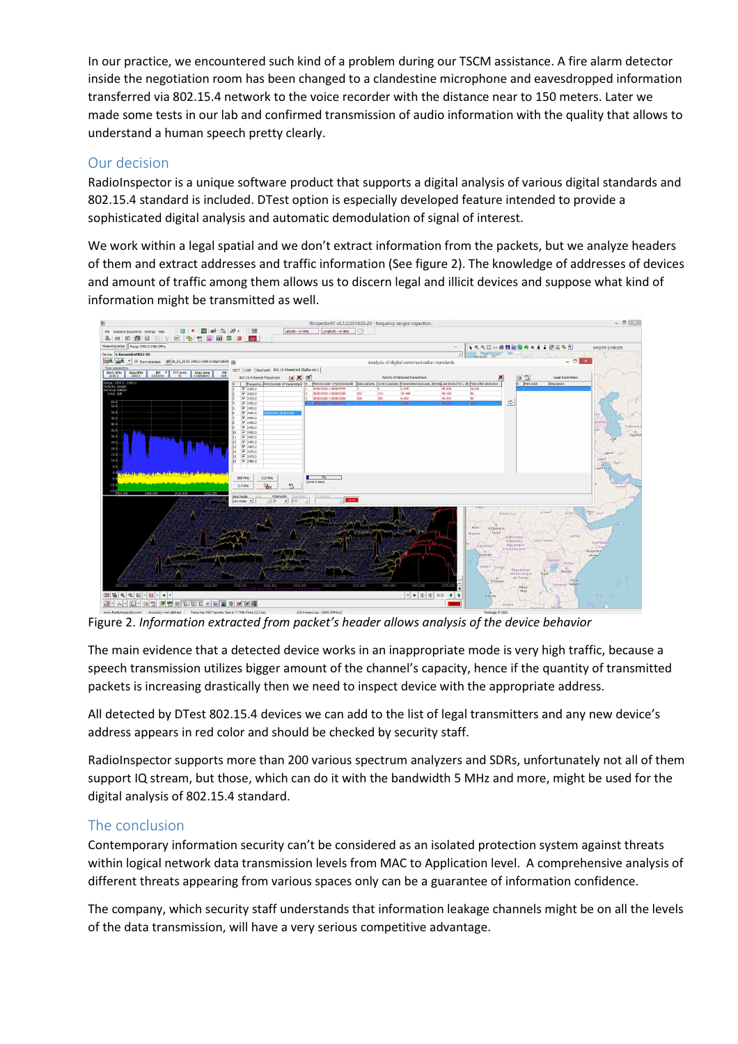In our practice, we encountered such kind of a problem during our TSCM assistance. A fire alarm detector inside the negotiation room has been changed to a clandestine microphone and eavesdropped information transferred via 802.15.4 network to the voice recorder with the distance near to 150 meters. Later we made some tests in our lab and confirmed transmission of audio information with the quality that allows to understand a human speech pretty clearly.

## Our decision

RadioInspector is a unique software product that supports a digital analysis of various digital standards and 802.15.4 standard is included. DTest option is especially developed feature intended to provide a sophisticated digital analysis and automatic demodulation of signal of interest.

We work within a legal spatial and we don't extract information from the packets, but we analyze headers of them and extract addresses and traffic information (See figure 2). The knowledge of addresses of devices and amount of traffic among them allows us to discern legal and illicit devices and suppose what kind of information might be transmitted as well.

Figure 2. *Information extracted from packet's header allows analysis of the device behavior*

The main evidence that a detected device works in an inappropriate mode is very high traffic, because a speech transmission utilizes bigger amount of the channel's capacity, hence if the quantity of transmitted packets is increasing drastically then we need to inspect device with the appropriate address.

All detected by DTest 802.15.4 devices we can add to the list of legal transmitters and any new device's address appears in red color and should be checked by security staff.

RadioInspector supports more than 200 various spectrum analyzers and SDRs, unfortunately not all of them support IQ stream, but those, which can do it with the bandwidth 5 MHz and more, might be used for the digital analysis of 802.15.4 standard.

## The conclusion

Contemporary information security can't be considered as an isolated protection system against threats within logical network data transmission levels from MAC to Application level. A comprehensive analysis of different threats appearing from various spaces only can be a guarantee of information confidence.

The company, which security staff understands that information leakage channels might be on all the levels of the data transmission, will have a very serious competitive advantage.